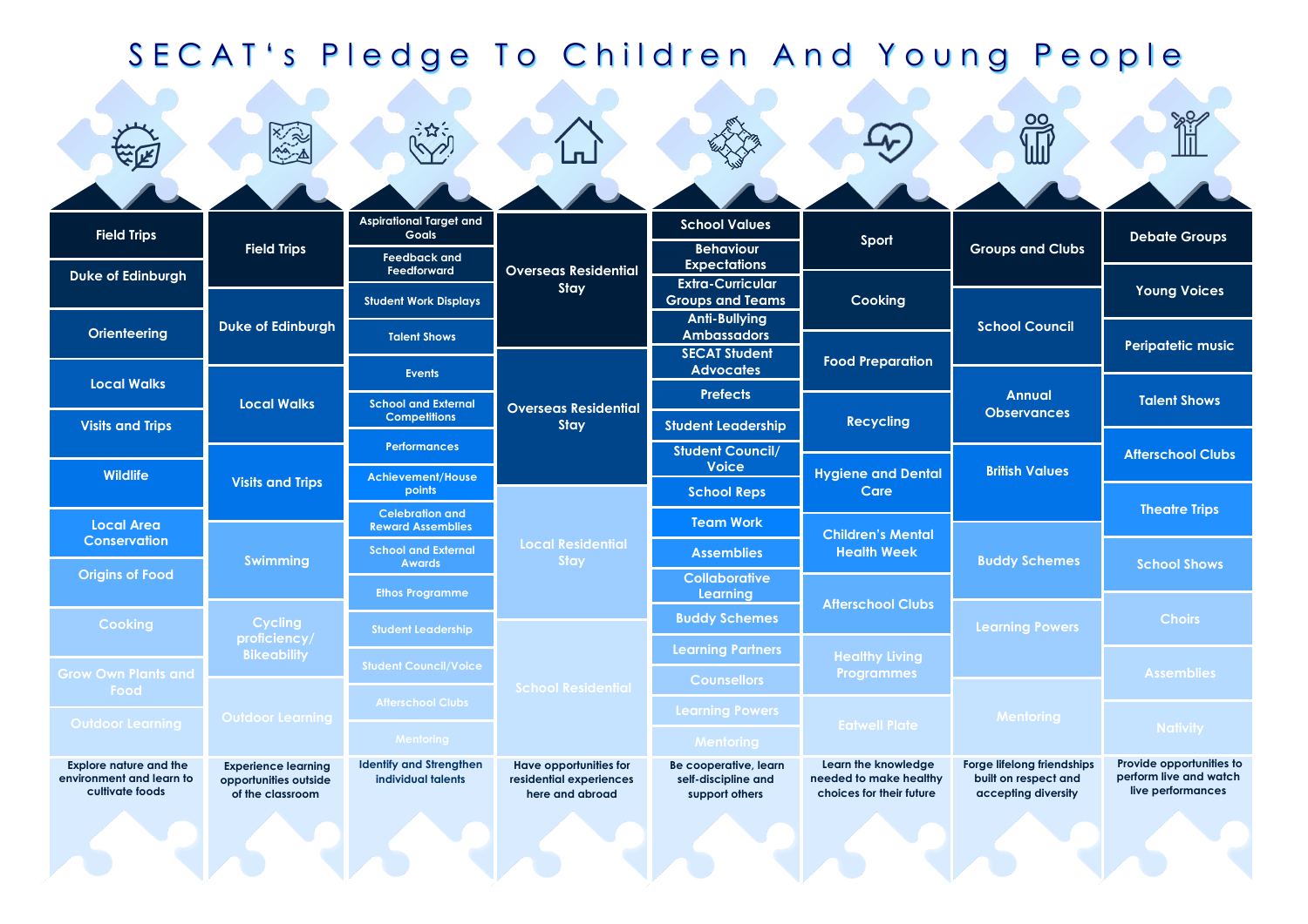# SECAT's Pledge To Children And Young People

| Explore nature and the environment and learn to cultivate foods | Experience learning opportunities outside of the classroom | Identify and Strengthen individual talents | Have opportunities for residential experiences here and abroad | Be cooperative, learn self-discipline and support others | Learn the knowledge needed to make healthy choices for their future | Forge lifelong friendships built on respect and accepting diversity | Provide opportunities to perform live and watch live performances |
|---|---|---|---|---|---|---|---|
| Field Trips | Field Trips | Aspirational Target and Goals | Overseas Residential Stay | School Values | Sport | Groups and Clubs | Debate Groups |
| Duke of Edinburgh | Duke of Edinburgh | Feedback and Feedforward | Overseas Residential Stay | Behaviour Expectations | Cooking | School Council | Young Voices |
| Orienteering | Local Walks | Student Work Displays | Local Residential Stay | Extra-Curricular Groups and Teams | Food Preparation | Annual Observances | Peripatetic music |
| Local Walks | Visits and Trips | Talent Shows | School Residential | Anti-Bullying Ambassadors | Recycling | British Values | Talent Shows |
| Visits and Trips | Swimming | Events | | SECAT Student Advocates | Hygiene and Dental Care | Buddy Schemes | Afterschool Clubs |
| Wildlife | Cycling proficiency/ Bikeability | School and External Competitions | | Prefects | Children's Mental Health Week | Learning Powers | Theatre Trips |
| Local Area Conservation | Outdoor Learning | Performances | | Student Leadership | Afterschool Clubs | Mentoring | School Shows |
| Origins of Food | | Achievement/House points | | Student Council/ Voice | Healthy Living Programmes | | Choirs |
| Cooking | | Celebration and Reward Assemblies | | School Reps | Eatwell Plate | | Assemblies |
| Grow Own Plants and Food | | School and External Awards | | Team Work | | | Nativity |
| Outdoor Learning | | Ethos Programme | | Assemblies | | | |
| | | Student Leadership | | Collaborative Learning | | | |
| | | Student Council/Voice | | Buddy Schemes | | | |
| | | Afterschool Clubs | | Learning Partners | | | |
| | | Mentoring | | Counsellors | | | |
| | | | | Learning Powers | | | |
| | | | | Mentoring | | | |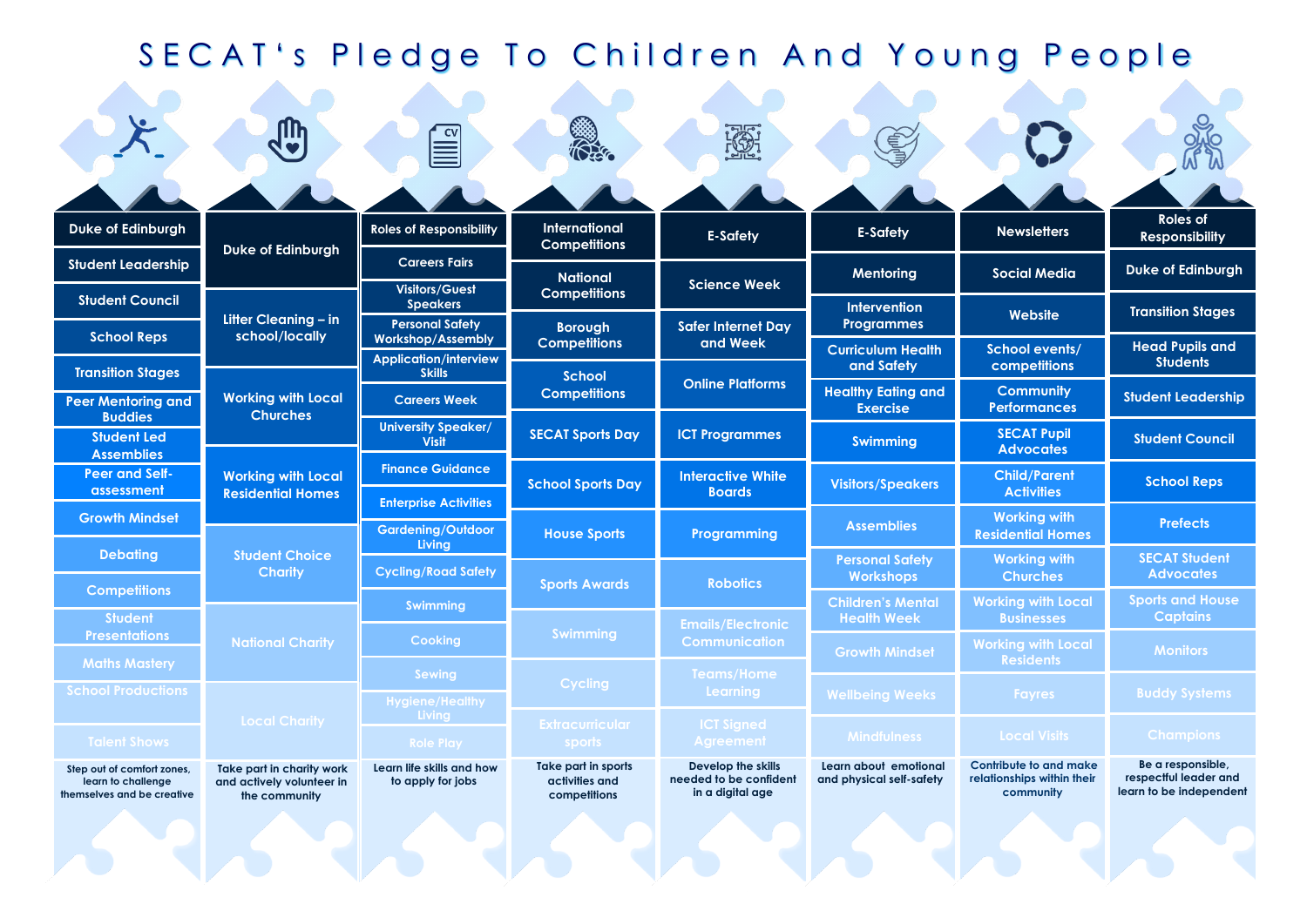# SECAT's Pledge To Children And Young People

- Duke of Edinburgh
- Student Leadership
- Student Council
- School Reps
- Transition Stages
- Peer Mentoring and Buddies
- Student Led Assemblies
- Peer and Self-assessment
- Growth Mindset
- Debating
- Competitions
- Student Presentations
- Maths Mastery
- School Productions
- Talent Shows

Step out of comfort zones, learn to challenge themselves and be creative

- Duke of Edinburgh
- Litter Cleaning – in school/locally
- Working with Local Churches
- Working with Local Residential Homes
- Student Choice Charity
- National Charity
- Local Charity

Take part in charity work and actively volunteer in the community

- Roles of Responsibility
- Careers Fairs
- Visitors/Guest Speakers
- Personal Safety Workshop/Assembly
- Application/interview Skills
- Careers Week
- University Speaker/ Visit
- Finance Guidance
- Enterprise Activities
- Gardening/Outdoor Living
- Cycling/Road Safety
- Swimming
- Cooking
- Sewing
- Hygiene/Healthy Living
- Role Play

Learn life skills and how to apply for jobs

- International Competitions
- National Competitions
- Borough Competitions
- School Competitions
- SECAT Sports Day
- School Sports Day
- House Sports
- Sports Awards
- Swimming
- Cycling
- Extracurricular sports

Take part in sports activities and competitions

- E-Safety
- Science Week
- Safer Internet Day and Week
- Online Platforms
- ICT Programmes
- Interactive White Boards
- Programming
- Robotics
- Emails/Electronic Communication
- Teams/Home Learning
- ICT Signed Agreement

Develop the skills needed to be confident in a digital age

- E-Safety
- Mentoring
- Intervention Programmes
- Curriculum Health and Safety
- Healthy Eating and Exercise
- Swimming
- Visitors/Speakers
- Assemblies
- Personal Safety Workshops
- Children's Mental Health Week
- Growth Mindset
- Wellbeing Weeks
- Mindfulness

Learn about emotional and physical self-safety

- Newsletters
- Social Media
- Website
- School events/ competitions
- Community Performances
- SECAT Pupil Advocates
- Child/Parent Activities
- Working with Residential Homes
- Working with Churches
- Working with Local Businesses
- Working with Local Residents
- Fayres
- Local Visits

Contribute to and make relationships within their community

- Roles of Responsibility
- Duke of Edinburgh
- Transition Stages
- Head Pupils and Students
- Student Leadership
- Student Council
- School Reps
- Prefects
- SECAT Student Advocates
- Sports and House Captains
- Monitors
- Buddy Systems
- Champions

Be a responsible, respectful leader and learn to be independent